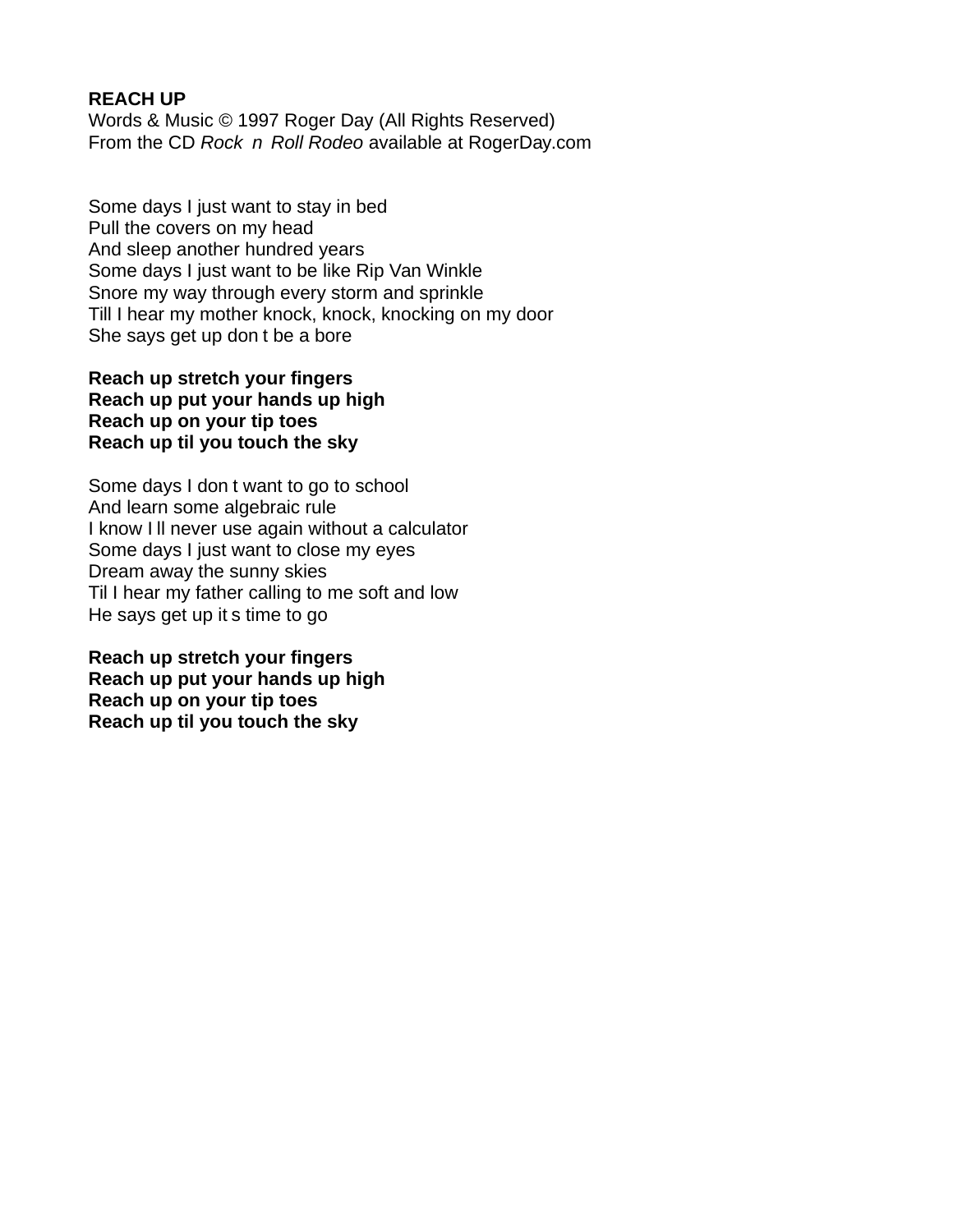**REACH UP**
Words & Music © 1997 Roger Day (All Rights Reserved)
From the CD *Rock n Roll Rodeo* available at RogerDay.com

Some days I just want to stay in bed
Pull the covers on my head
And sleep another hundred years
Some days I just want to be like Rip Van Winkle
Snore my way through every storm and sprinkle
Till I hear my mother knock, knock, knocking on my door
She says get up don t be a bore

**Reach up stretch your fingers**
**Reach up put your hands up high**
**Reach up on your tip toes**
**Reach up til you touch the sky**

Some days I don t want to go to school
And learn some algebraic rule
I know I ll never use again without a calculator
Some days I just want to close my eyes
Dream away the sunny skies
Til I hear my father calling to me soft and low
He says get up it s time to go

**Reach up stretch your fingers**
**Reach up put your hands up high**
**Reach up on your tip toes**
**Reach up til you touch the sky**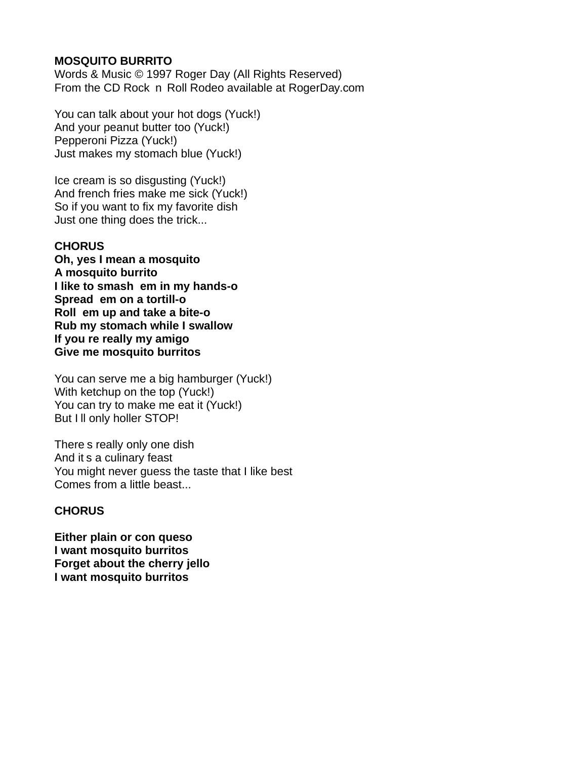**MOSQUITO BURRITO**
Words & Music © 1997 Roger Day (All Rights Reserved)
From the CD Rock n Roll Rodeo available at RogerDay.com

You can talk about your hot dogs (Yuck!)
And your peanut butter too (Yuck!)
Pepperoni Pizza (Yuck!)
Just makes my stomach blue (Yuck!)

Ice cream is so disgusting (Yuck!)
And french fries make me sick (Yuck!)
So if you want to fix my favorite dish
Just one thing does the trick...

**CHORUS**
**Oh, yes I mean a mosquito**
**A mosquito burrito**
**I like to smash em in my hands-o**
**Spread em on a tortill-o**
**Roll em up and take a bite-o**
**Rub my stomach while I swallow**
**If you re really my amigo**
**Give me mosquito burritos**

You can serve me a big hamburger (Yuck!)
With ketchup on the top (Yuck!)
You can try to make me eat it (Yuck!)
But I ll only holler STOP!

There s really only one dish
And it s a culinary feast
You might never guess the taste that I like best
Comes from a little beast...

**CHORUS**

**Either plain or con queso**
**I want mosquito burritos**
**Forget about the cherry jello**
**I want mosquito burritos**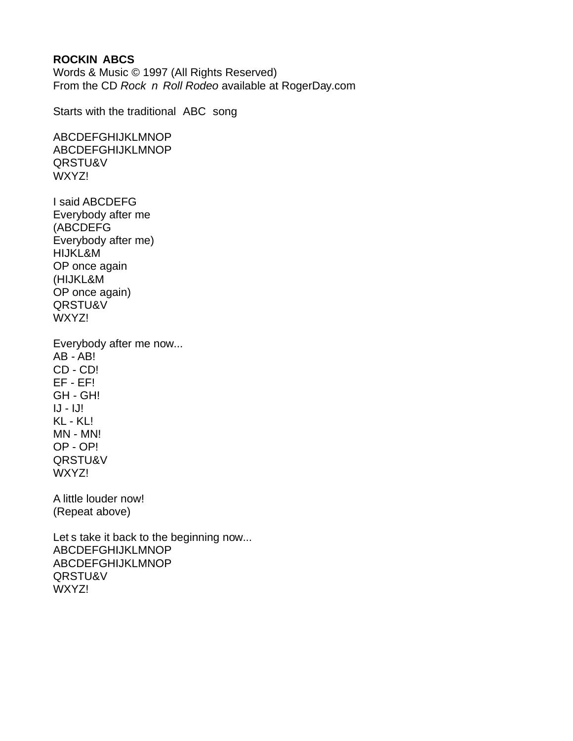**ROCKIN ABCS**
Words & Music © 1997 (All Rights Reserved)
From the CD *Rock n Roll Rodeo* available at RogerDay.com

Starts with the traditional ABC song

ABCDEFGHIJKLMNOP
ABCDEFGHIJKLMNOP
QRSTU&V
WXYZ!

I said ABCDEFG
Everybody after me
(ABCDEFG
Everybody after me)
HIJKL&M
OP once again
(HIJKL&M
OP once again)
QRSTU&V
WXYZ!

Everybody after me now...
AB - AB!
CD - CD!
EF - EF!
GH - GH!
IJ - IJ!
KL - KL!
MN - MN!
OP - OP!
QRSTU&V
WXYZ!

A little louder now!
(Repeat above)

Let s take it back to the beginning now...
ABCDEFGHIJKLMNOP
ABCDEFGHIJKLMNOP
QRSTU&V
WXYZ!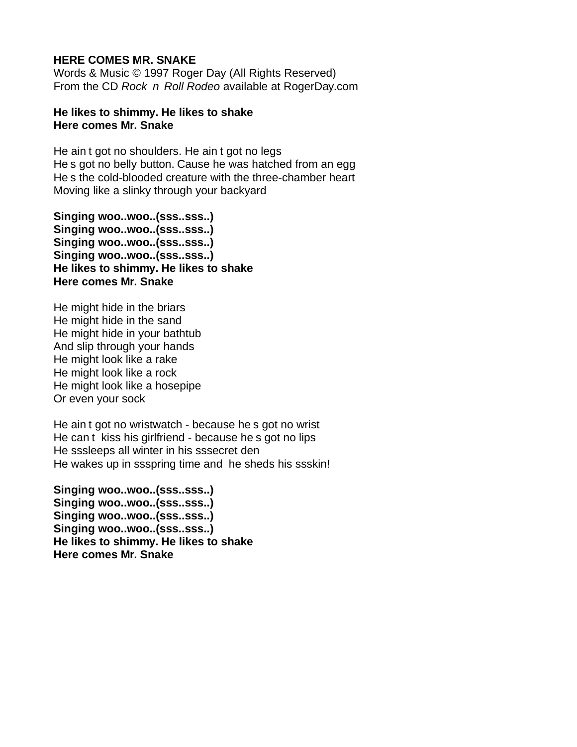**HERE COMES MR. SNAKE**
Words & Music © 1997 Roger Day (All Rights Reserved)
From the CD *Rock n Roll Rodeo* available at RogerDay.com

**He likes to shimmy. He likes to shake**
**Here comes Mr. Snake**

He ain t got no shoulders. He ain t got no legs
He s got no belly button. Cause he was hatched from an egg
He s the cold-blooded creature with the three-chamber heart
Moving like a slinky through your backyard

**Singing woo..woo..(sss..sss..)**
**Singing woo..woo..(sss..sss..)**
**Singing woo..woo..(sss..sss..)**
**Singing woo..woo..(sss..sss..)**
**He likes to shimmy. He likes to shake**
**Here comes Mr. Snake**

He might hide in the briars
He might hide in the sand
He might hide in your bathtub
And slip through your hands
He might look like a rake
He might look like a rock
He might look like a hosepipe
Or even your sock

He ain t got no wristwatch - because he s got no wrist
He can t kiss his girlfriend - because he s got no lips
He sssleeps all winter in his sssecret den
He wakes up in ssspring time and he sheds his ssskin!

**Singing woo..woo..(sss..sss..)**
**Singing woo..woo..(sss..sss..)**
**Singing woo..woo..(sss..sss..)**
**Singing woo..woo..(sss..sss..)**
**He likes to shimmy. He likes to shake**
**Here comes Mr. Snake**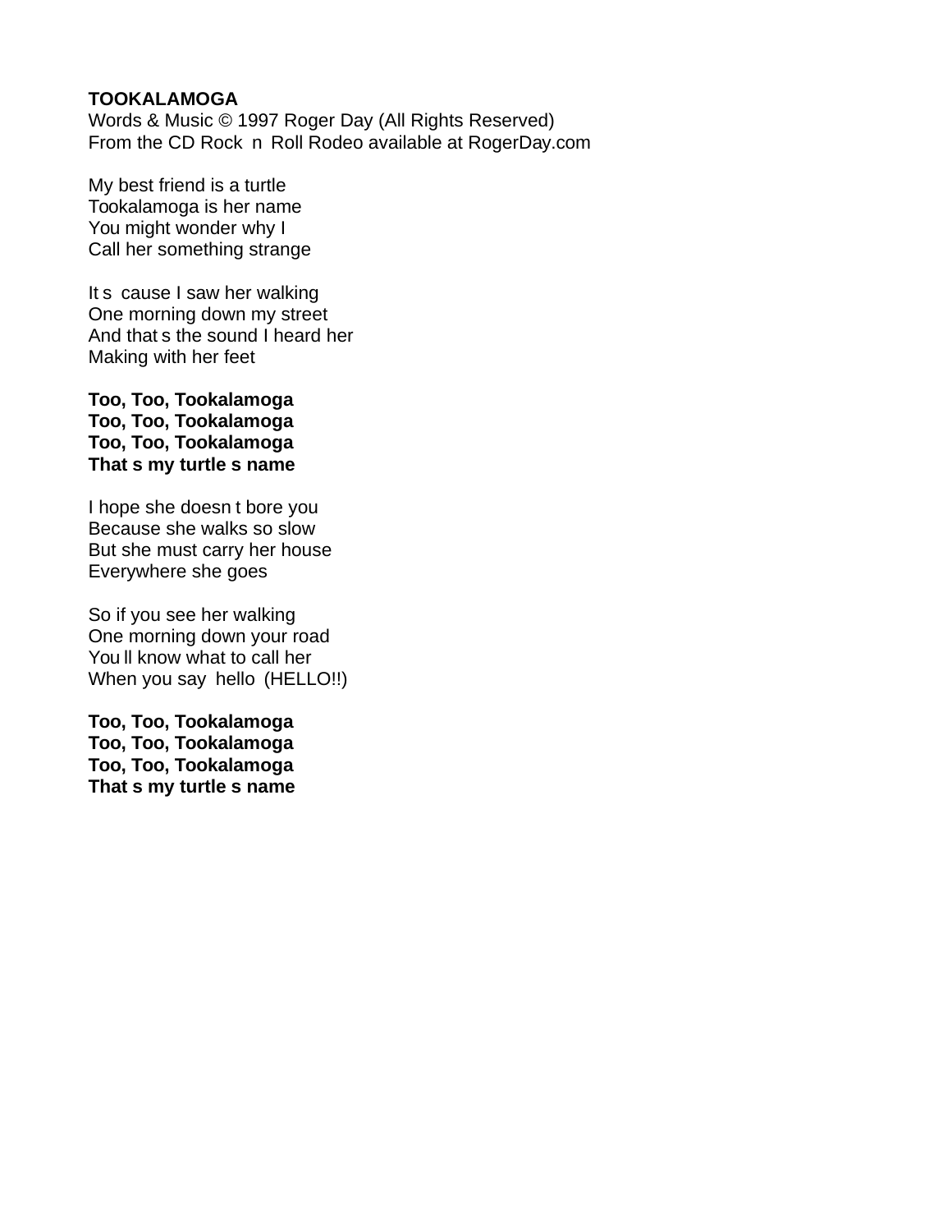**TOOKALAMOGA**
Words & Music © 1997 Roger Day (All Rights Reserved)
From the CD Rock n Roll Rodeo available at RogerDay.com

My best friend is a turtle
Tookalamoga is her name
You might wonder why I
Call her something strange

It s cause I saw her walking
One morning down my street
And that s the sound I heard her
Making with her feet

**Too, Too, Tookalamoga**
**Too, Too, Tookalamoga**
**Too, Too, Tookalamoga**
**That s my turtle s name**

I hope she doesn t bore you
Because she walks so slow
But she must carry her house
Everywhere she goes

So if you see her walking
One morning down your road
You ll know what to call her
When you say hello (HELLO!!)

**Too, Too, Tookalamoga**
**Too, Too, Tookalamoga**
**Too, Too, Tookalamoga**
**That s my turtle s name**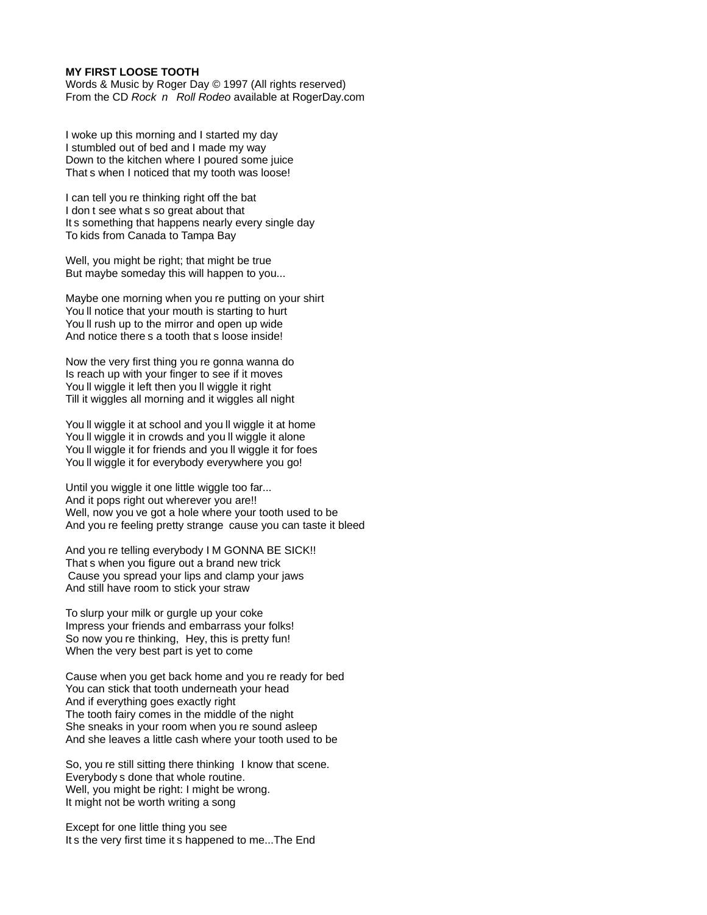**MY FIRST LOOSE TOOTH**
Words & Music by Roger Day © 1997 (All rights reserved)
From the CD *Rock n Roll Rodeo* available at RogerDay.com

I woke up this morning and I started my day
I stumbled out of bed and I made my way
Down to the kitchen where I poured some juice
That s when I noticed that my tooth was loose!

I can tell you re thinking right off the bat
I don t see what s so great about that
It s something that happens nearly every single day
To kids from Canada to Tampa Bay

Well, you might be right; that might be true
But maybe someday this will happen to you...

Maybe one morning when you re putting on your shirt
You ll notice that your mouth is starting to hurt
You ll rush up to the mirror and open up wide
And notice there s a tooth that s loose inside!

Now the very first thing you re gonna wanna do
Is reach up with your finger to see if it moves
You ll wiggle it left then you ll wiggle it right
Till it wiggles all morning and it wiggles all night

You ll wiggle it at school and you ll wiggle it at home
You ll wiggle it in crowds and you ll wiggle it alone
You ll wiggle it for friends and you ll wiggle it for foes
You ll wiggle it for everybody everywhere you go!

Until you wiggle it one little wiggle too far...
And it pops right out wherever you are!!
Well, now you ve got a hole where your tooth used to be
And you re feeling pretty strange cause you can taste it bleed

And you re telling everybody I M GONNA BE SICK!!
That s when you figure out a brand new trick
Cause you spread your lips and clamp your jaws
And still have room to stick your straw

To slurp your milk or gurgle up your coke
Impress your friends and embarrass your folks!
So now you re thinking, Hey, this is pretty fun!
When the very best part is yet to come

Cause when you get back home and you re ready for bed
You can stick that tooth underneath your head
And if everything goes exactly right
The tooth fairy comes in the middle of the night
She sneaks in your room when you re sound asleep
And she leaves a little cash where your tooth used to be

So, you re still sitting there thinking I know that scene.
Everybody s done that whole routine.
Well, you might be right: I might be wrong.
It might not be worth writing a song

Except for one little thing you see
It s the very first time it s happened to me...The End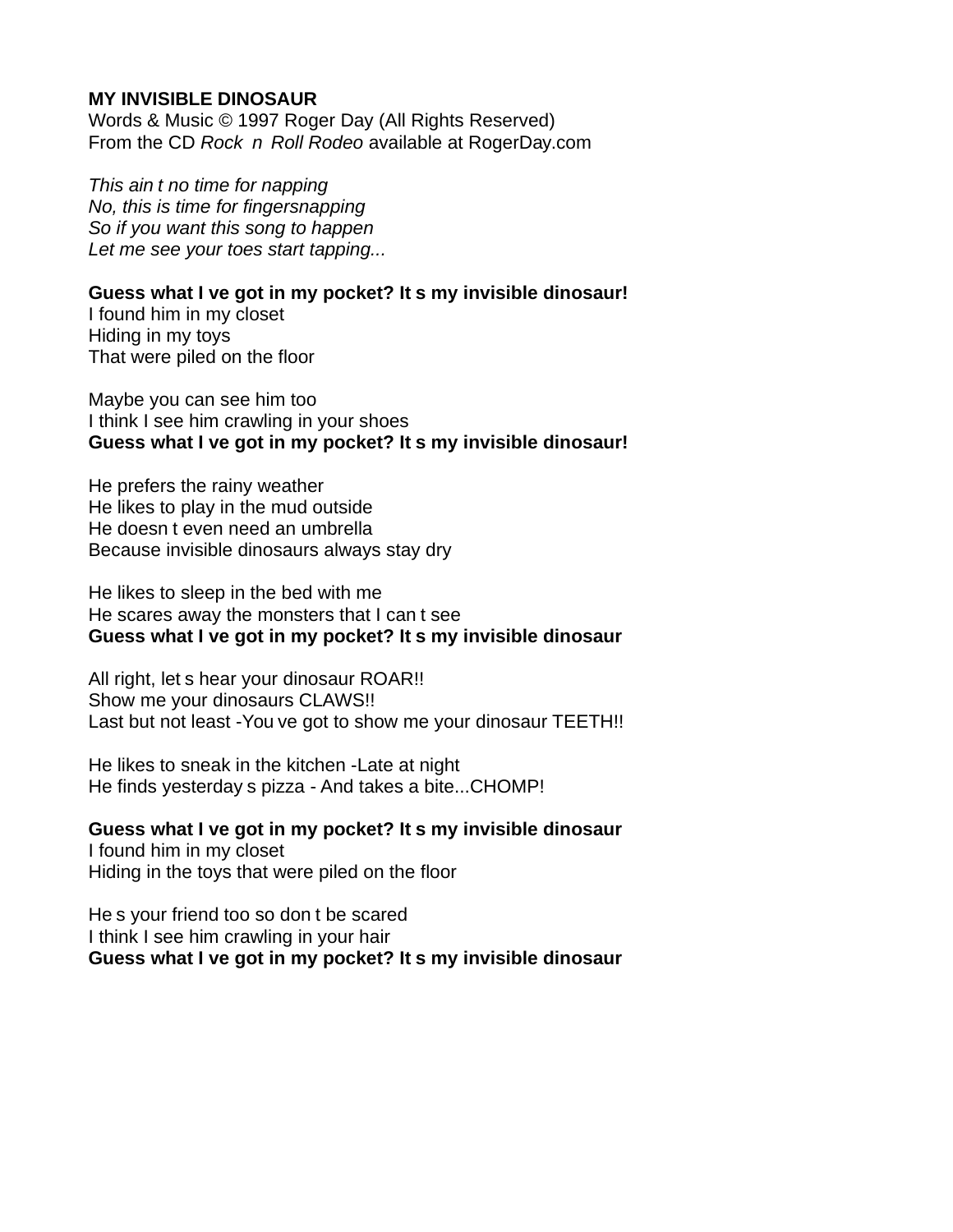**MY INVISIBLE DINOSAUR**
Words & Music © 1997 Roger Day (All Rights Reserved)
From the CD *Rock n Roll Rodeo* available at RogerDay.com

*This ain t no time for napping*
*No, this is time for fingersnapping*
*So if you want this song to happen*
*Let me see your toes start tapping...*

**Guess what I ve got in my pocket? It s my invisible dinosaur!**
I found him in my closet
Hiding in my toys
That were piled on the floor

Maybe you can see him too
I think I see him crawling in your shoes
**Guess what I ve got in my pocket? It s my invisible dinosaur!**

He prefers the rainy weather
He likes to play in the mud outside
He doesn t even need an umbrella
Because invisible dinosaurs always stay dry

He likes to sleep in the bed with me
He scares away the monsters that I can t see
**Guess what I ve got in my pocket? It s my invisible dinosaur**

All right, let s hear your dinosaur ROAR!!
Show me your dinosaurs CLAWS!!
Last but not least -You ve got to show me your dinosaur TEETH!!

He likes to sneak in the kitchen -Late at night
He finds yesterday s pizza - And takes a bite...CHOMP!

**Guess what I ve got in my pocket? It s my invisible dinosaur**
I found him in my closet
Hiding in the toys that were piled on the floor

He s your friend too so don t be scared
I think I see him crawling in your hair
**Guess what I ve got in my pocket? It s my invisible dinosaur**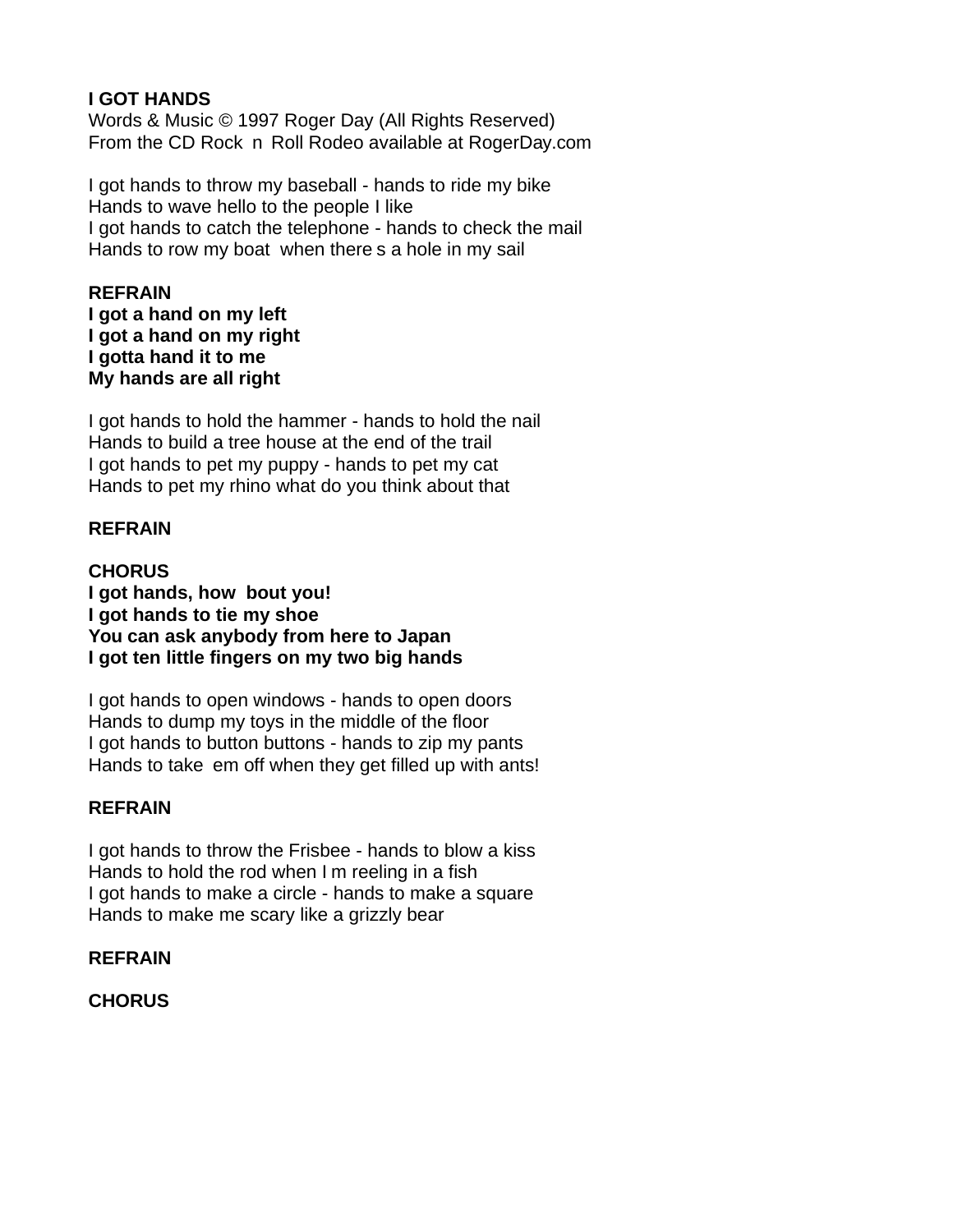**I GOT HANDS**
Words & Music © 1997 Roger Day (All Rights Reserved)
From the CD Rock n Roll Rodeo available at RogerDay.com

I got hands to throw my baseball - hands to ride my bike
Hands to wave hello to the people I like
I got hands to catch the telephone - hands to check the mail
Hands to row my boat when there s a hole in my sail

**REFRAIN**
**I got a hand on my left**
**I got a hand on my right**
**I gotta hand it to me**
**My hands are all right**

I got hands to hold the hammer - hands to hold the nail
Hands to build a tree house at the end of the trail
I got hands to pet my puppy - hands to pet my cat
Hands to pet my rhino what do you think about that

**REFRAIN**

**CHORUS**
**I got hands, how bout you!**
**I got hands to tie my shoe**
**You can ask anybody from here to Japan**
**I got ten little fingers on my two big hands**

I got hands to open windows - hands to open doors
Hands to dump my toys in the middle of the floor
I got hands to button buttons - hands to zip my pants
Hands to take em off when they get filled up with ants!

**REFRAIN**

I got hands to throw the Frisbee - hands to blow a kiss
Hands to hold the rod when I m reeling in a fish
I got hands to make a circle - hands to make a square
Hands to make me scary like a grizzly bear

**REFRAIN**

**CHORUS**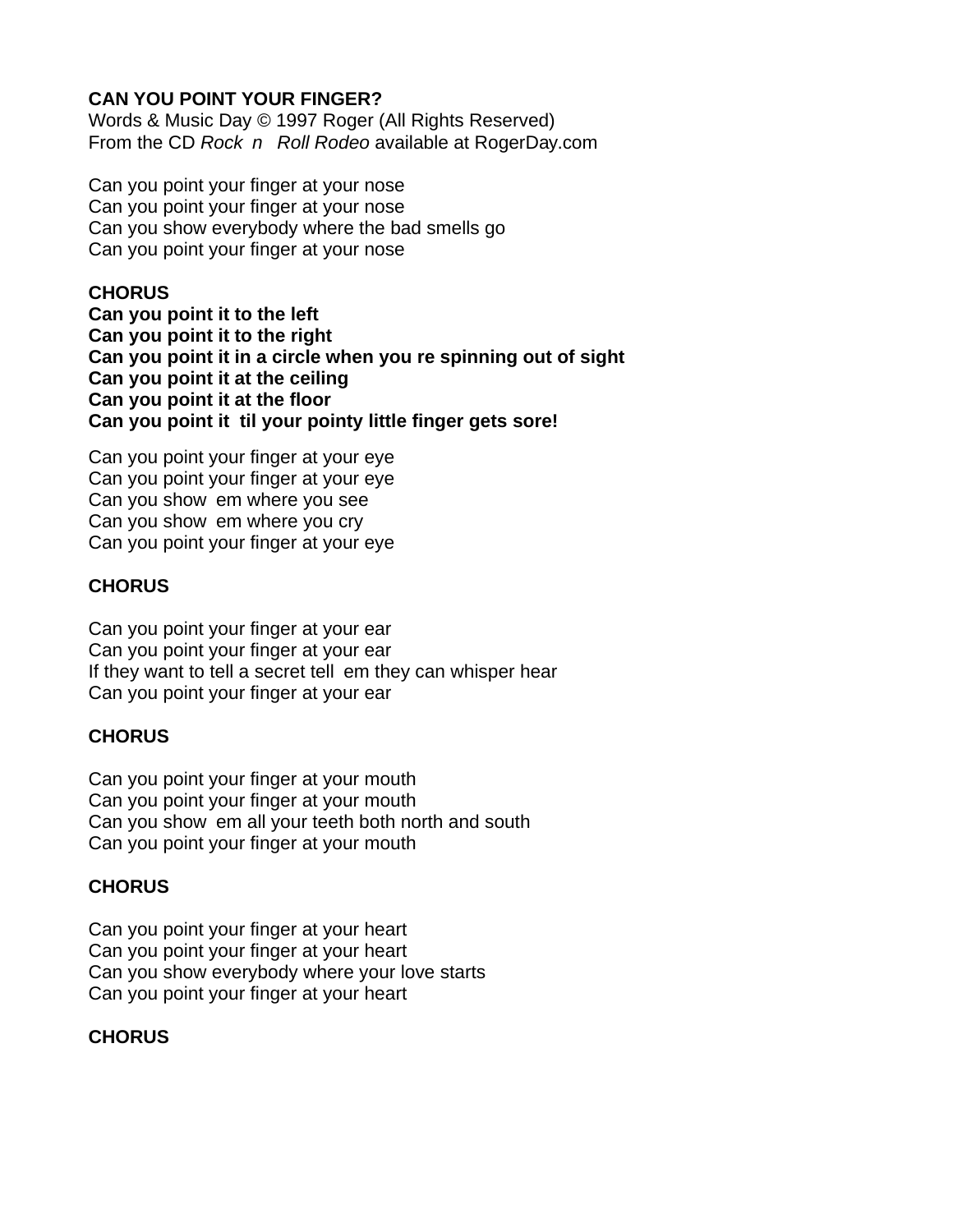**CAN YOU POINT YOUR FINGER?**
Words & Music Day © 1997 Roger (All Rights Reserved)
From the CD *Rock n Roll Rodeo* available at RogerDay.com

Can you point your finger at your nose
Can you point your finger at your nose
Can you show everybody where the bad smells go
Can you point your finger at your nose

**CHORUS**
**Can you point it to the left**
**Can you point it to the right**
**Can you point it in a circle when you re spinning out of sight**
**Can you point it at the ceiling**
**Can you point it at the floor**
**Can you point it til your pointy little finger gets sore!**

Can you point your finger at your eye
Can you point your finger at your eye
Can you show em where you see
Can you show em where you cry
Can you point your finger at your eye

**CHORUS**

Can you point your finger at your ear
Can you point your finger at your ear
If they want to tell a secret tell em they can whisper hear
Can you point your finger at your ear

**CHORUS**

Can you point your finger at your mouth
Can you point your finger at your mouth
Can you show em all your teeth both north and south
Can you point your finger at your mouth

**CHORUS**

Can you point your finger at your heart
Can you point your finger at your heart
Can you show everybody where your love starts
Can you point your finger at your heart

**CHORUS**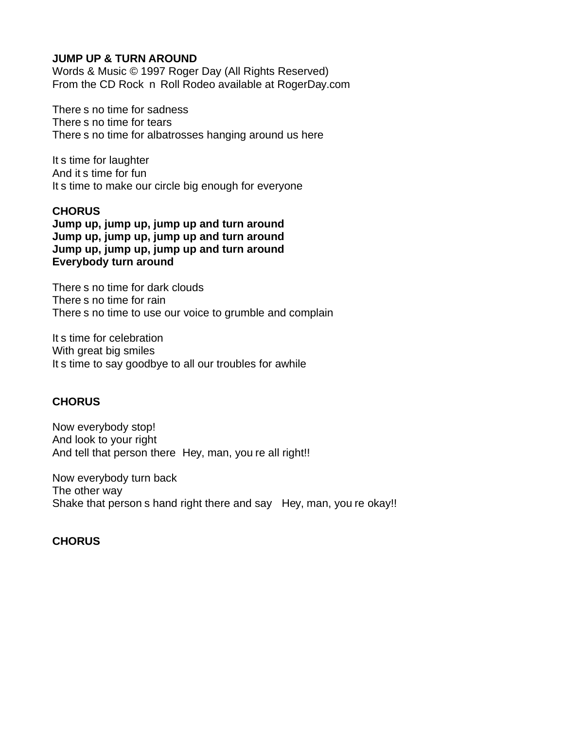**JUMP UP & TURN AROUND**
Words & Music © 1997 Roger Day (All Rights Reserved)
From the CD Rock n Roll Rodeo available at RogerDay.com

There s no time for sadness
There s no time for tears
There s no time for albatrosses hanging around us here

It s time for laughter
And it s time for fun
It s time to make our circle big enough for everyone

**CHORUS**
**Jump up, jump up, jump up and turn around**
**Jump up, jump up, jump up and turn around**
**Jump up, jump up, jump up and turn around**
**Everybody turn around**

There s no time for dark clouds
There s no time for rain
There s no time to use our voice to grumble and complain

It s time for celebration
With great big smiles
It s time to say goodbye to all our troubles for awhile

**CHORUS**

Now everybody stop!
And look to your right
And tell that person there Hey, man, you re all right!!

Now everybody turn back
The other way
Shake that person s hand right there and say Hey, man, you re okay!!

**CHORUS**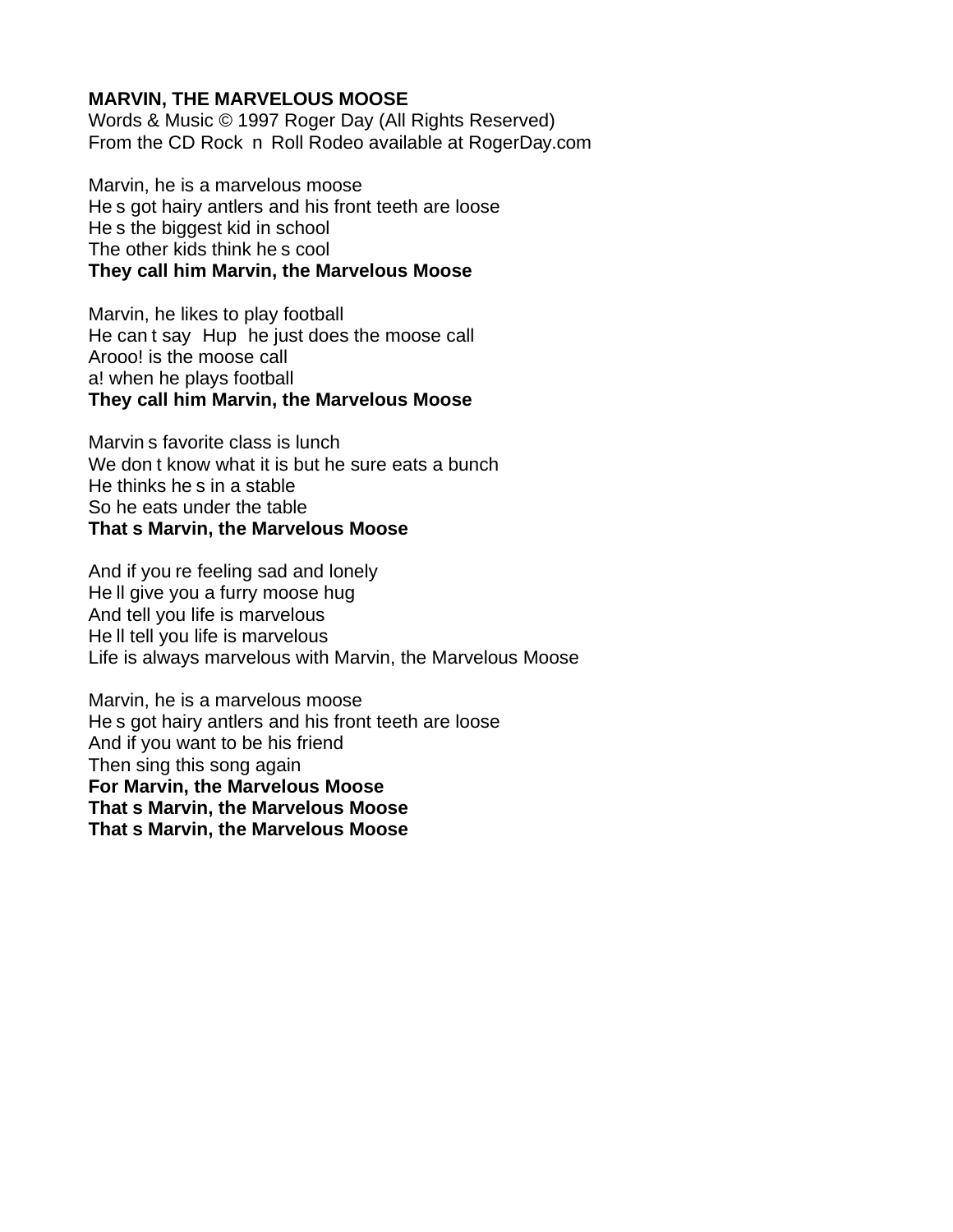**MARVIN, THE MARVELOUS MOOSE**
Words & Music © 1997 Roger Day (All Rights Reserved)
From the CD Rock n Roll Rodeo available at RogerDay.com

Marvin, he is a marvelous moose
He s got hairy antlers and his front teeth are loose
He s the biggest kid in school
The other kids think he s cool
**They call him Marvin, the Marvelous Moose**

Marvin, he likes to play football
He can t say Hup he just does the moose call
Arooo! is the moose call
a! when he plays football
**They call him Marvin, the Marvelous Moose**

Marvin s favorite class is lunch
We don t know what it is but he sure eats a bunch
He thinks he s in a stable
So he eats under the table
**That s Marvin, the Marvelous Moose**

And if you re feeling sad and lonely
He ll give you a furry moose hug
And tell you life is marvelous
He ll tell you life is marvelous
Life is always marvelous with Marvin, the Marvelous Moose

Marvin, he is a marvelous moose
He s got hairy antlers and his front teeth are loose
And if you want to be his friend
Then sing this song again
**For Marvin, the Marvelous Moose**
**That s Marvin, the Marvelous Moose**
**That s Marvin, the Marvelous Moose**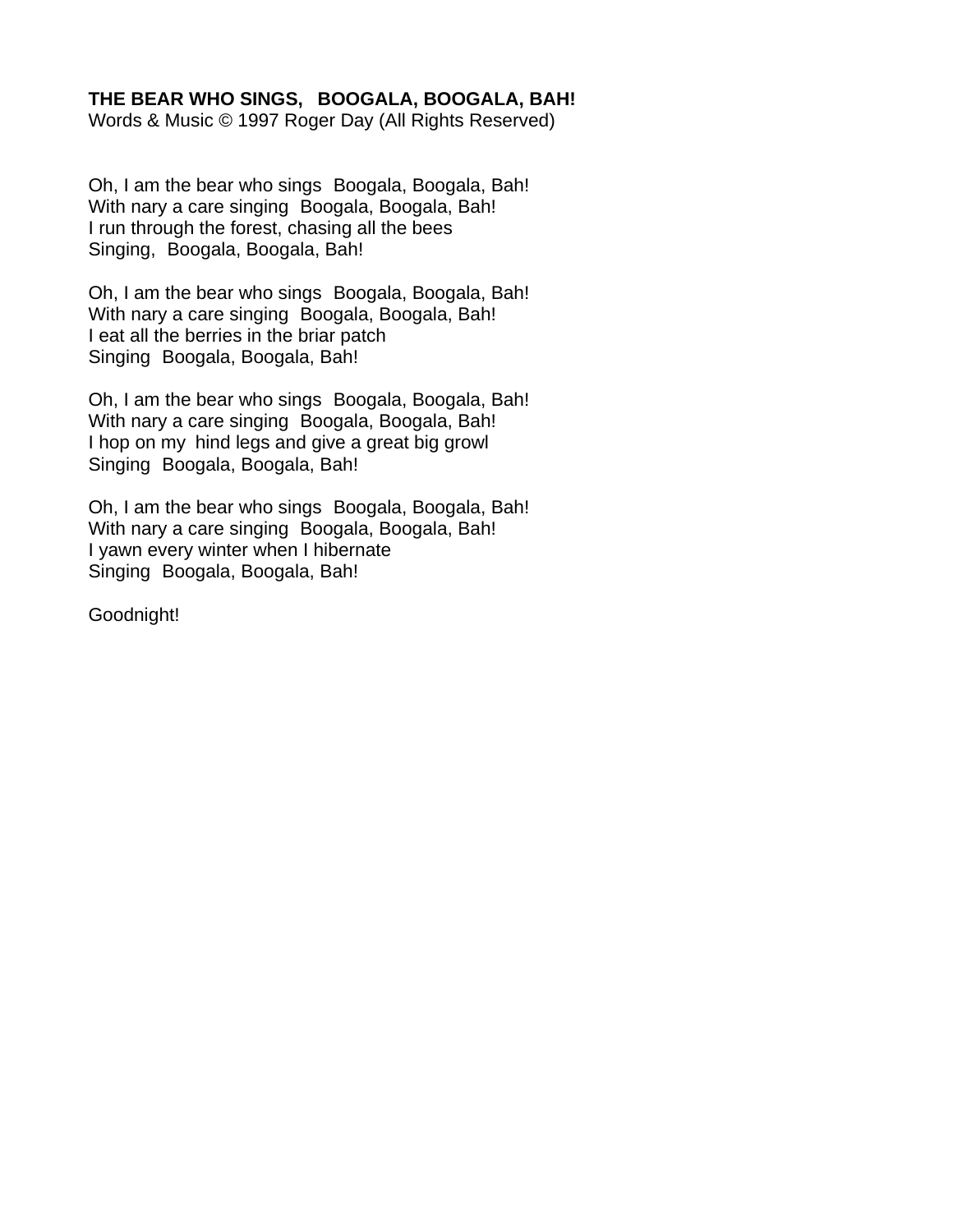**THE BEAR WHO SINGS, BOOGALA, BOOGALA, BAH!**
Words & Music © 1997 Roger Day (All Rights Reserved)

Oh, I am the bear who sings Boogala, Boogala, Bah!
With nary a care singing Boogala, Boogala, Bah!
I run through the forest, chasing all the bees
Singing, Boogala, Boogala, Bah!

Oh, I am the bear who sings Boogala, Boogala, Bah!
With nary a care singing Boogala, Boogala, Bah!
I eat all the berries in the briar patch
Singing Boogala, Boogala, Bah!

Oh, I am the bear who sings Boogala, Boogala, Bah!
With nary a care singing Boogala, Boogala, Bah!
I hop on my hind legs and give a great big growl
Singing Boogala, Boogala, Bah!

Oh, I am the bear who sings Boogala, Boogala, Bah!
With nary a care singing Boogala, Boogala, Bah!
I yawn every winter when I hibernate
Singing Boogala, Boogala, Bah!

Goodnight!